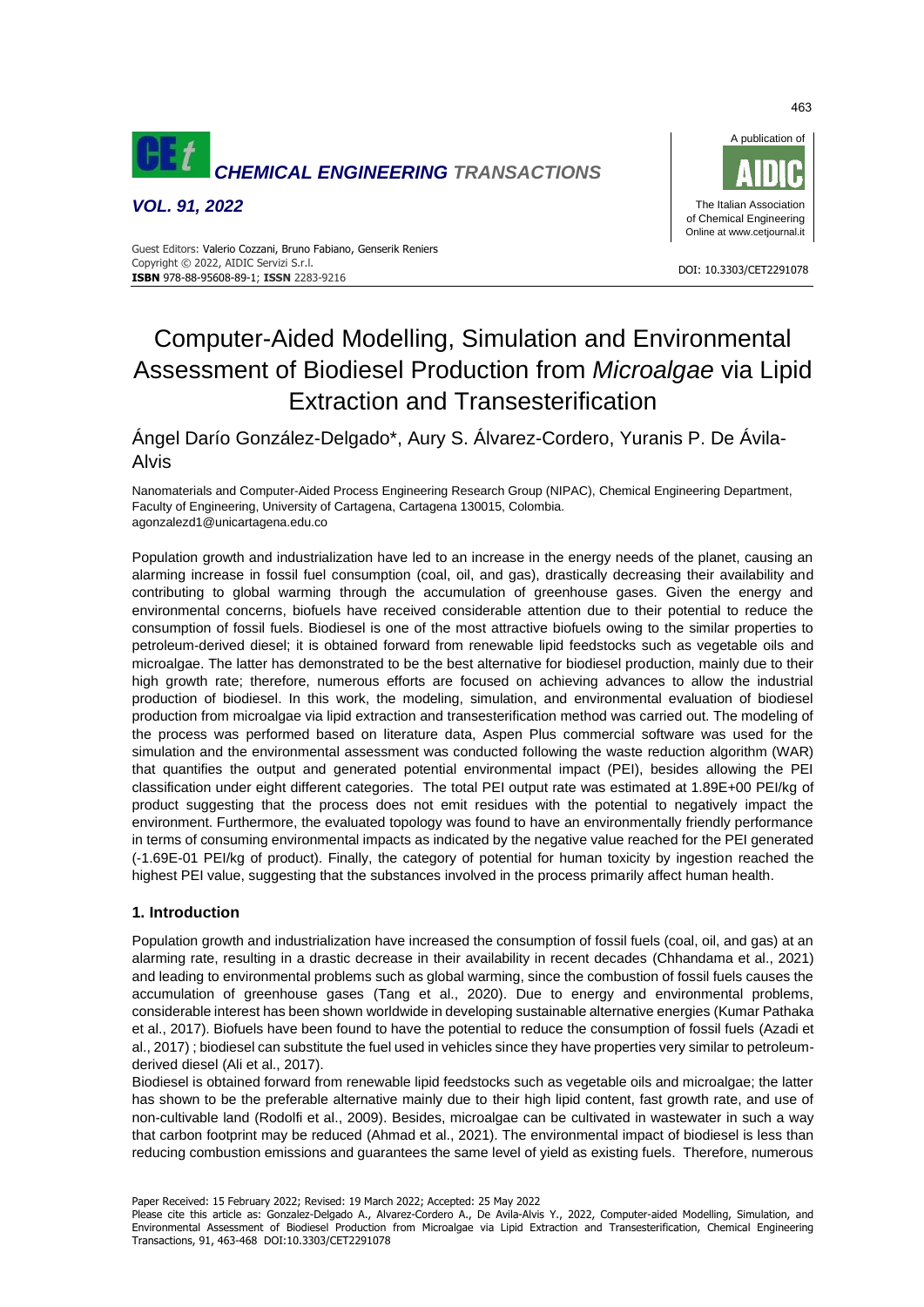# Computer-Aided Modelling, Simulation and Environmental Assessment of Biodiesel Production from *Microalgae* via Lipid Extraction and Transesterification

Ángel Darío González-Delgado*, Aury S. Álvarez-Cordero, Yuranis P. De Ávila-Alvis

Nanomaterials and Computer-Aided Process Engineering Research Group (NIPAC), Chemical Engineering Department, Faculty of Engineering, University of Cartagena, Cartagena 130015, Colombia.
agonzalezd1@unicartagena.edu.co

Population growth and industrialization have led to an increase in the energy needs of the planet, causing an alarming increase in fossil fuel consumption (coal, oil, and gas), drastically decreasing their availability and contributing to global warming through the accumulation of greenhouse gases. Given the energy and environmental concerns, biofuels have received considerable attention due to their potential to reduce the consumption of fossil fuels. Biodiesel is one of the most attractive biofuels owing to the similar properties to petroleum-derived diesel; it is obtained forward from renewable lipid feedstocks such as vegetable oils and microalgae. The latter has demonstrated to be the best alternative for biodiesel production, mainly due to their high growth rate; therefore, numerous efforts are focused on achieving advances to allow the industrial production of biodiesel. In this work, the modeling, simulation, and environmental evaluation of biodiesel production from microalgae via lipid extraction and transesterification method was carried out. The modeling of the process was performed based on literature data, Aspen Plus commercial software was used for the simulation and the environmental assessment was conducted following the waste reduction algorithm (WAR) that quantifies the output and generated potential environmental impact (PEI), besides allowing the PEI classification under eight different categories. The total PEI output rate was estimated at 1.89E+00 PEI/kg of product suggesting that the process does not emit residues with the potential to negatively impact the environment. Furthermore, the evaluated topology was found to have an environmentally friendly performance in terms of consuming environmental impacts as indicated by the negative value reached for the PEI generated (-1.69E-01 PEI/kg of product). Finally, the category of potential for human toxicity by ingestion reached the highest PEI value, suggesting that the substances involved in the process primarily affect human health.

## 1. Introduction

Population growth and industrialization have increased the consumption of fossil fuels (coal, oil, and gas) at an alarming rate, resulting in a drastic decrease in their availability in recent decades (Chhandama et al., 2021) and leading to environmental problems such as global warming, since the combustion of fossil fuels causes the accumulation of greenhouse gases (Tang et al., 2020). Due to energy and environmental problems, considerable interest has been shown worldwide in developing sustainable alternative energies (Kumar Pathaka et al., 2017). Biofuels have been found to have the potential to reduce the consumption of fossil fuels (Azadi et al., 2017) ; biodiesel can substitute the fuel used in vehicles since they have properties very similar to petroleum-derived diesel (Ali et al., 2017).

Biodiesel is obtained forward from renewable lipid feedstocks such as vegetable oils and microalgae; the latter has shown to be the preferable alternative mainly due to their high lipid content, fast growth rate, and use of non-cultivable land (Rodolfi et al., 2009). Besides, microalgae can be cultivated in wastewater in such a way that carbon footprint may be reduced (Ahmad et al., 2021). The environmental impact of biodiesel is less than reducing combustion emissions and guarantees the same level of yield as existing fuels. Therefore, numerous

Paper Received: 15 February 2022; Revised: 19 March 2022; Accepted: 25 May 2022

Please cite this article as: Gonzalez-Delgado A., Alvarez-Cordero A., De Avila-Alvis Y., 2022, Computer-aided Modelling, Simulation, and Environmental Assessment of Biodiesel Production from Microalgae via Lipid Extraction and Transesterification, Chemical Engineering Transactions, 91, 463-468 DOI:10.3303/CET2291078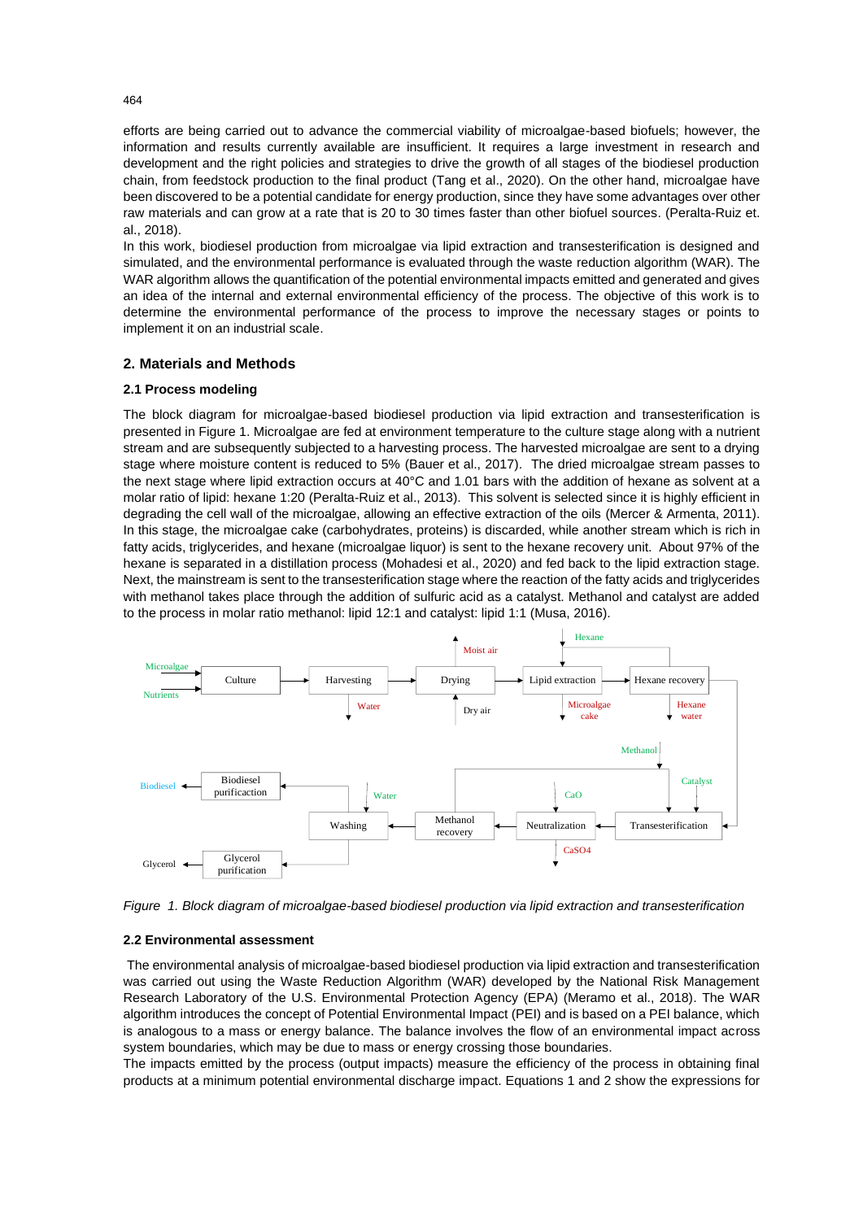efforts are being carried out to advance the commercial viability of microalgae-based biofuels; however, the information and results currently available are insufficient. It requires a large investment in research and development and the right policies and strategies to drive the growth of all stages of the biodiesel production chain, from feedstock production to the final product (Tang et al., 2020). On the other hand, microalgae have been discovered to be a potential candidate for energy production, since they have some advantages over other raw materials and can grow at a rate that is 20 to 30 times faster than other biofuel sources. (Peralta-Ruiz et. al., 2018).

In this work, biodiesel production from microalgae via lipid extraction and transesterification is designed and simulated, and the environmental performance is evaluated through the waste reduction algorithm (WAR). The WAR algorithm allows the quantification of the potential environmental impacts emitted and generated and gives an idea of the internal and external environmental efficiency of the process. The objective of this work is to determine the environmental performance of the process to improve the necessary stages or points to implement it on an industrial scale.

## 2. Materials and Methods

### 2.1 Process modeling

The block diagram for microalgae-based biodiesel production via lipid extraction and transesterification is presented in Figure 1. Microalgae are fed at environment temperature to the culture stage along with a nutrient stream and are subsequently subjected to a harvesting process. The harvested microalgae are sent to a drying stage where moisture content is reduced to 5% (Bauer et al., 2017). The dried microalgae stream passes to the next stage where lipid extraction occurs at 40°C and 1.01 bars with the addition of hexane as solvent at a molar ratio of lipid: hexane 1:20 (Peralta-Ruiz et al., 2013). This solvent is selected since it is highly efficient in degrading the cell wall of the microalgae, allowing an effective extraction of the oils (Mercer & Armenta, 2011). In this stage, the microalgae cake (carbohydrates, proteins) is discarded, while another stream which is rich in fatty acids, triglycerides, and hexane (microalgae liquor) is sent to the hexane recovery unit. About 97% of the hexane is separated in a distillation process (Mohadesi et al., 2020) and fed back to the lipid extraction stage. Next, the mainstream is sent to the transesterification stage where the reaction of the fatty acids and triglycerides with methanol takes place through the addition of sulfuric acid as a catalyst. Methanol and catalyst are added to the process in molar ratio methanol: lipid 12:1 and catalyst: lipid 1:1 (Musa, 2016).

*Figure 1. Block diagram of microalgae-based biodiesel production via lipid extraction and transesterification*

### 2.2 Environmental assessment

The environmental analysis of microalgae-based biodiesel production via lipid extraction and transesterification was carried out using the Waste Reduction Algorithm (WAR) developed by the National Risk Management Research Laboratory of the U.S. Environmental Protection Agency (EPA) (Meramo et al., 2018). The WAR algorithm introduces the concept of Potential Environmental Impact (PEI) and is based on a PEI balance, which is analogous to a mass or energy balance. The balance involves the flow of an environmental impact across system boundaries, which may be due to mass or energy crossing those boundaries.

The impacts emitted by the process (output impacts) measure the efficiency of the process in obtaining final products at a minimum potential environmental discharge impact. Equations 1 and 2 show the expressions for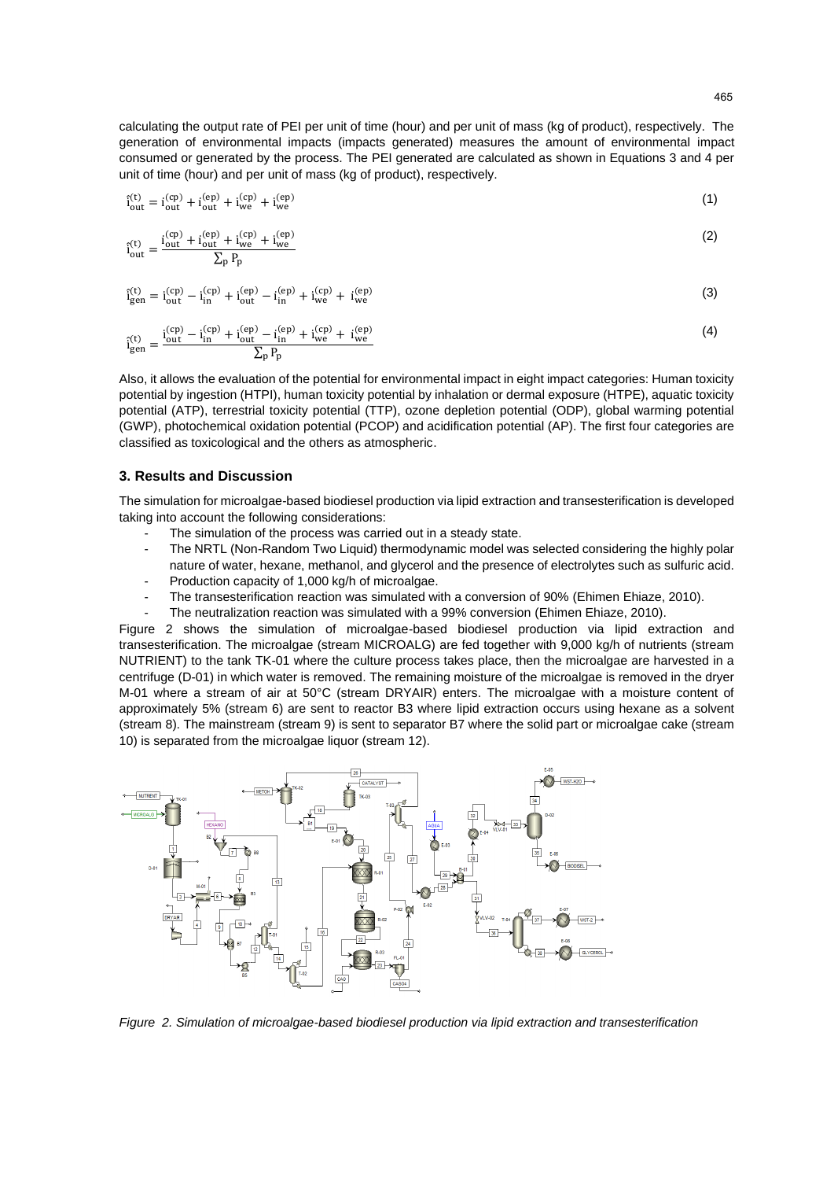calculating the output rate of PEI per unit of time (hour) and per unit of mass (kg of product), respectively. The generation of environmental impacts (impacts generated) measures the amount of environmental impact consumed or generated by the process. The PEI generated are calculated as shown in Equations 3 and 4 per unit of time (hour) and per unit of mass (kg of product), respectively.

$$\dot{I}_{out}^{(t)} = \dot{I}_{out}^{(cp)} + \dot{I}_{out}^{(ep)} + \dot{I}_{we}^{(cp)} + \dot{I}_{we}^{(ep)} \tag{1}$$

$$\hat{I}_{out}^{(t)} = \frac{\dot{I}_{out}^{(cp)} + \dot{I}_{out}^{(ep)} + \dot{I}_{we}^{(cp)} + \dot{I}_{we}^{(ep)}}{\sum_p P_p} \tag{2}$$

$$\dot{I}_{gen}^{(t)} = \dot{I}_{out}^{(cp)} - \dot{I}_{in}^{(cp)} + \dot{I}_{out}^{(ep)} - \dot{I}_{in}^{(ep)} + \dot{I}_{we}^{(cp)} + \dot{I}_{we}^{(ep)} \tag{3}$$

$$\hat{I}_{gen}^{(t)} = \frac{\dot{I}_{out}^{(cp)} - \dot{I}_{in}^{(cp)} + \dot{I}_{out}^{(ep)} - \dot{I}_{in}^{(ep)} + \dot{I}_{we}^{(cp)} + \dot{I}_{we}^{(ep)}}{\sum_p P_p} \tag{4}$$

Also, it allows the evaluation of the potential for environmental impact in eight impact categories: Human toxicity potential by ingestion (HTPI), human toxicity potential by inhalation or dermal exposure (HTPE), aquatic toxicity potential (ATP), terrestrial toxicity potential (TTP), ozone depletion potential (ODP), global warming potential (GWP), photochemical oxidation potential (PCOP) and acidification potential (AP). The first four categories are classified as toxicological and the others as atmospheric.

## 3. Results and Discussion

The simulation for microalgae-based biodiesel production via lipid extraction and transesterification is developed taking into account the following considerations:

- The simulation of the process was carried out in a steady state.
- The NRTL (Non-Random Two Liquid) thermodynamic model was selected considering the highly polar nature of water, hexane, methanol, and glycerol and the presence of electrolytes such as sulfuric acid.
- Production capacity of 1,000 kg/h of microalgae.
- The transesterification reaction was simulated with a conversion of 90% (Ehimen Ehiaze, 2010).
- The neutralization reaction was simulated with a 99% conversion (Ehimen Ehiaze, 2010).

Figure 2 shows the simulation of microalgae-based biodiesel production via lipid extraction and transesterification. The microalgae (stream MICROALG) are fed together with 9,000 kg/h of nutrients (stream NUTRIENT) to the tank TK-01 where the culture process takes place, then the microalgae are harvested in a centrifuge (D-01) in which water is removed. The remaining moisture of the microalgae is removed in the dryer M-01 where a stream of air at 50°C (stream DRYAIR) enters. The microalgae with a moisture content of approximately 5% (stream 6) are sent to reactor B3 where lipid extraction occurs using hexane as a solvent (stream 8). The mainstream (stream 9) is sent to separator B7 where the solid part or microalgae cake (stream 10) is separated from the microalgae liquor (stream 12).

*Figure 2. Simulation of microalgae-based biodiesel production via lipid extraction and transesterification*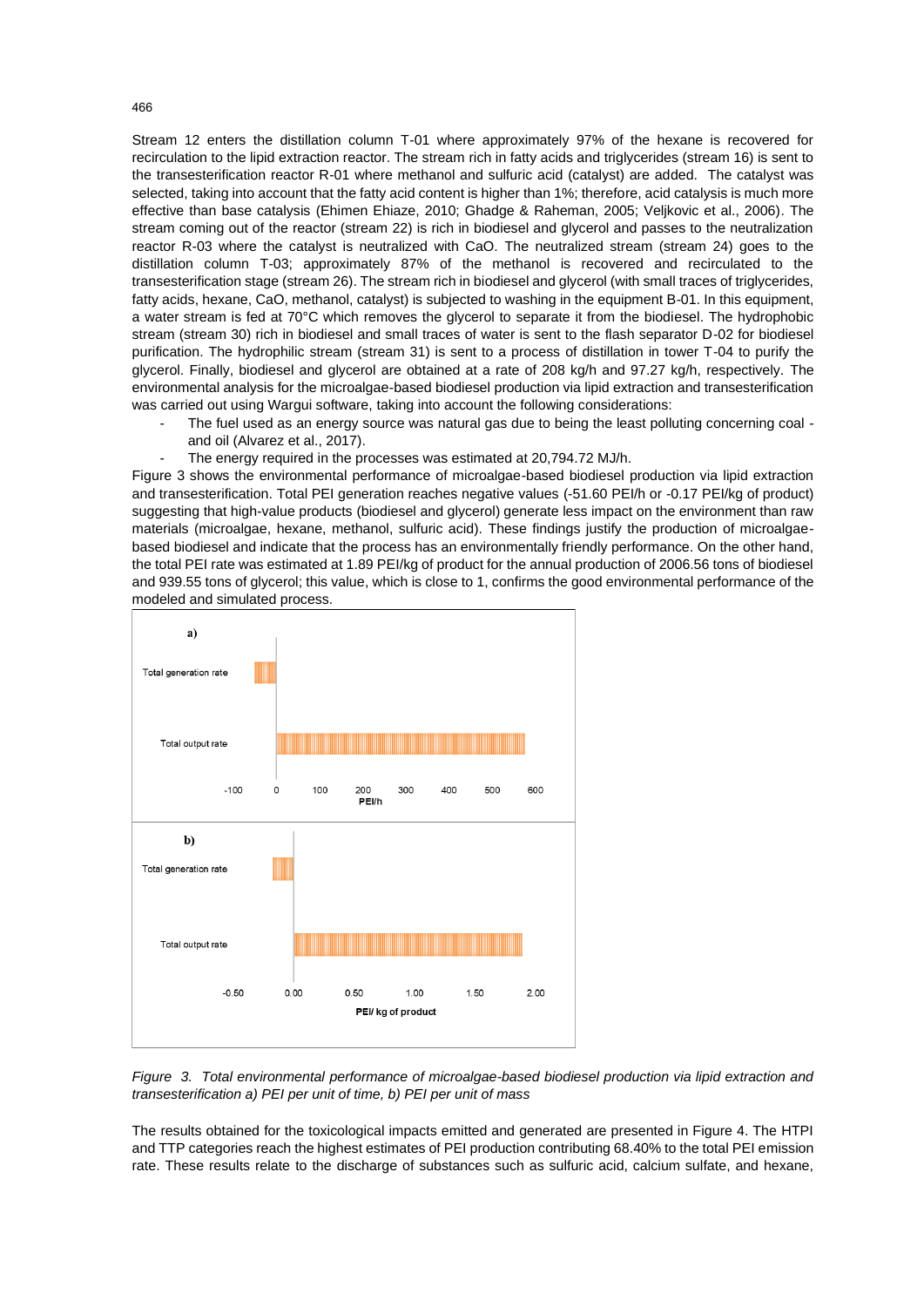Stream 12 enters the distillation column T-01 where approximately 97% of the hexane is recovered for recirculation to the lipid extraction reactor. The stream rich in fatty acids and triglycerides (stream 16) is sent to the transesterification reactor R-01 where methanol and sulfuric acid (catalyst) are added. The catalyst was selected, taking into account that the fatty acid content is higher than 1%; therefore, acid catalysis is much more effective than base catalysis (Ehimen Ehiaze, 2010; Ghadge & Raheman, 2005; Veljkovic et al., 2006). The stream coming out of the reactor (stream 22) is rich in biodiesel and glycerol and passes to the neutralization reactor R-03 where the catalyst is neutralized with CaO. The neutralized stream (stream 24) goes to the distillation column T-03; approximately 87% of the methanol is recovered and recirculated to the transesterification stage (stream 26). The stream rich in biodiesel and glycerol (with small traces of triglycerides, fatty acids, hexane, CaO, methanol, catalyst) is subjected to washing in the equipment B-01. In this equipment, a water stream is fed at 70°C which removes the glycerol to separate it from the biodiesel. The hydrophobic stream (stream 30) rich in biodiesel and small traces of water is sent to the flash separator D-02 for biodiesel purification. The hydrophilic stream (stream 31) is sent to a process of distillation in tower T-04 to purify the glycerol. Finally, biodiesel and glycerol are obtained at a rate of 208 kg/h and 97.27 kg/h, respectively. The environmental analysis for the microalgae-based biodiesel production via lipid extraction and transesterification was carried out using Wargui software, taking into account the following considerations:

- The fuel used as an energy source was natural gas due to being the least polluting concerning coal - and oil (Alvarez et al., 2017).
- The energy required in the processes was estimated at 20,794.72 MJ/h.

Figure 3 shows the environmental performance of microalgae-based biodiesel production via lipid extraction and transesterification. Total PEI generation reaches negative values (-51.60 PEI/h or -0.17 PEI/kg of product) suggesting that high-value products (biodiesel and glycerol) generate less impact on the environment than raw materials (microalgae, hexane, methanol, sulfuric acid). These findings justify the production of microalgae-based biodiesel and indicate that the process has an environmentally friendly performance. On the other hand, the total PEI rate was estimated at 1.89 PEI/kg of product for the annual production of 2006.56 tons of biodiesel and 939.55 tons of glycerol; this value, which is close to 1, confirms the good environmental performance of the modeled and simulated process.

*Figure 3. Total environmental performance of microalgae-based biodiesel production via lipid extraction and transesterification a) PEI per unit of time, b) PEI per unit of mass*

The results obtained for the toxicological impacts emitted and generated are presented in Figure 4. The HTPI and TTP categories reach the highest estimates of PEI production contributing 68.40% to the total PEI emission rate. These results relate to the discharge of substances such as sulfuric acid, calcium sulfate, and hexane,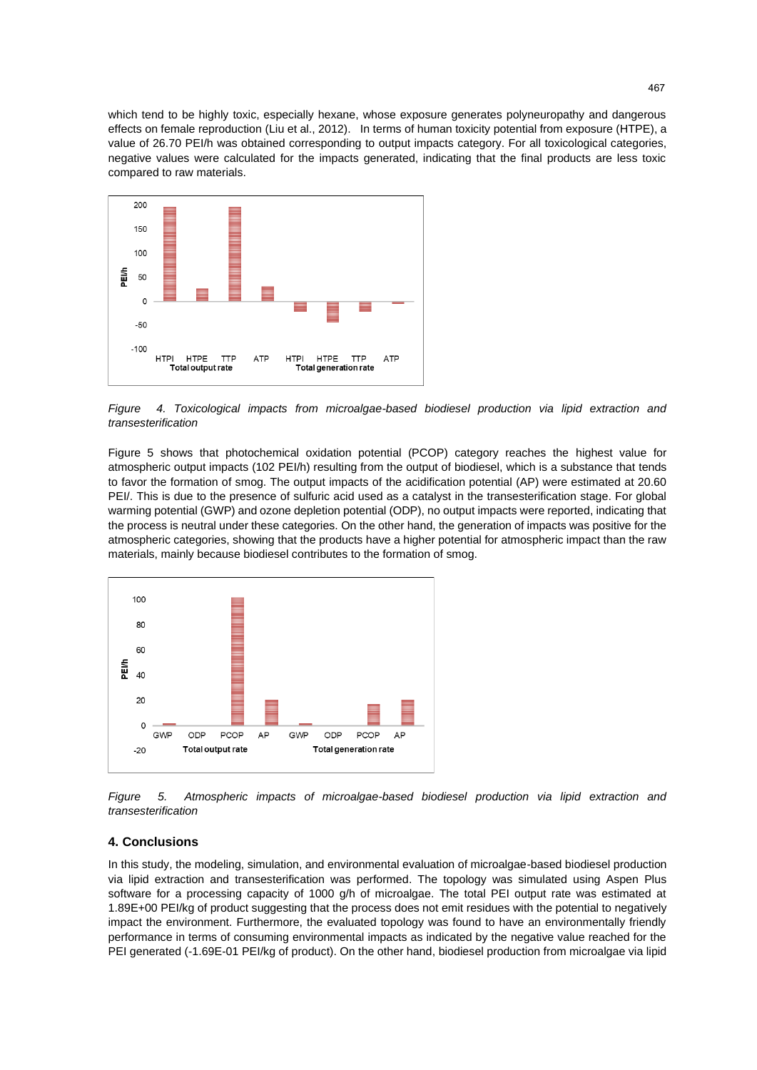which tend to be highly toxic, especially hexane, whose exposure generates polyneuropathy and dangerous effects on female reproduction (Liu et al., 2012). In terms of human toxicity potential from exposure (HTPE), a value of 26.70 PEI/h was obtained corresponding to output impacts category. For all toxicological categories, negative values were calculated for the impacts generated, indicating that the final products are less toxic compared to raw materials.

*Figure 4. Toxicological impacts from microalgae-based biodiesel production via lipid extraction and transesterification*

Figure 5 shows that photochemical oxidation potential (PCOP) category reaches the highest value for atmospheric output impacts (102 PEI/h) resulting from the output of biodiesel, which is a substance that tends to favor the formation of smog. The output impacts of the acidification potential (AP) were estimated at 20.60 PEI/. This is due to the presence of sulfuric acid used as a catalyst in the transesterification stage. For global warming potential (GWP) and ozone depletion potential (ODP), no output impacts were reported, indicating that the process is neutral under these categories. On the other hand, the generation of impacts was positive for the atmospheric categories, showing that the products have a higher potential for atmospheric impact than the raw materials, mainly because biodiesel contributes to the formation of smog.

*Figure 5. Atmospheric impacts of microalgae-based biodiesel production via lipid extraction and transesterification*

## 4. Conclusions

In this study, the modeling, simulation, and environmental evaluation of microalgae-based biodiesel production via lipid extraction and transesterification was performed. The topology was simulated using Aspen Plus software for a processing capacity of 1000 g/h of microalgae. The total PEI output rate was estimated at 1.89E+00 PEI/kg of product suggesting that the process does not emit residues with the potential to negatively impact the environment. Furthermore, the evaluated topology was found to have an environmentally friendly performance in terms of consuming environmental impacts as indicated by the negative value reached for the PEI generated (-1.69E-01 PEI/kg of product). On the other hand, biodiesel production from microalgae via lipid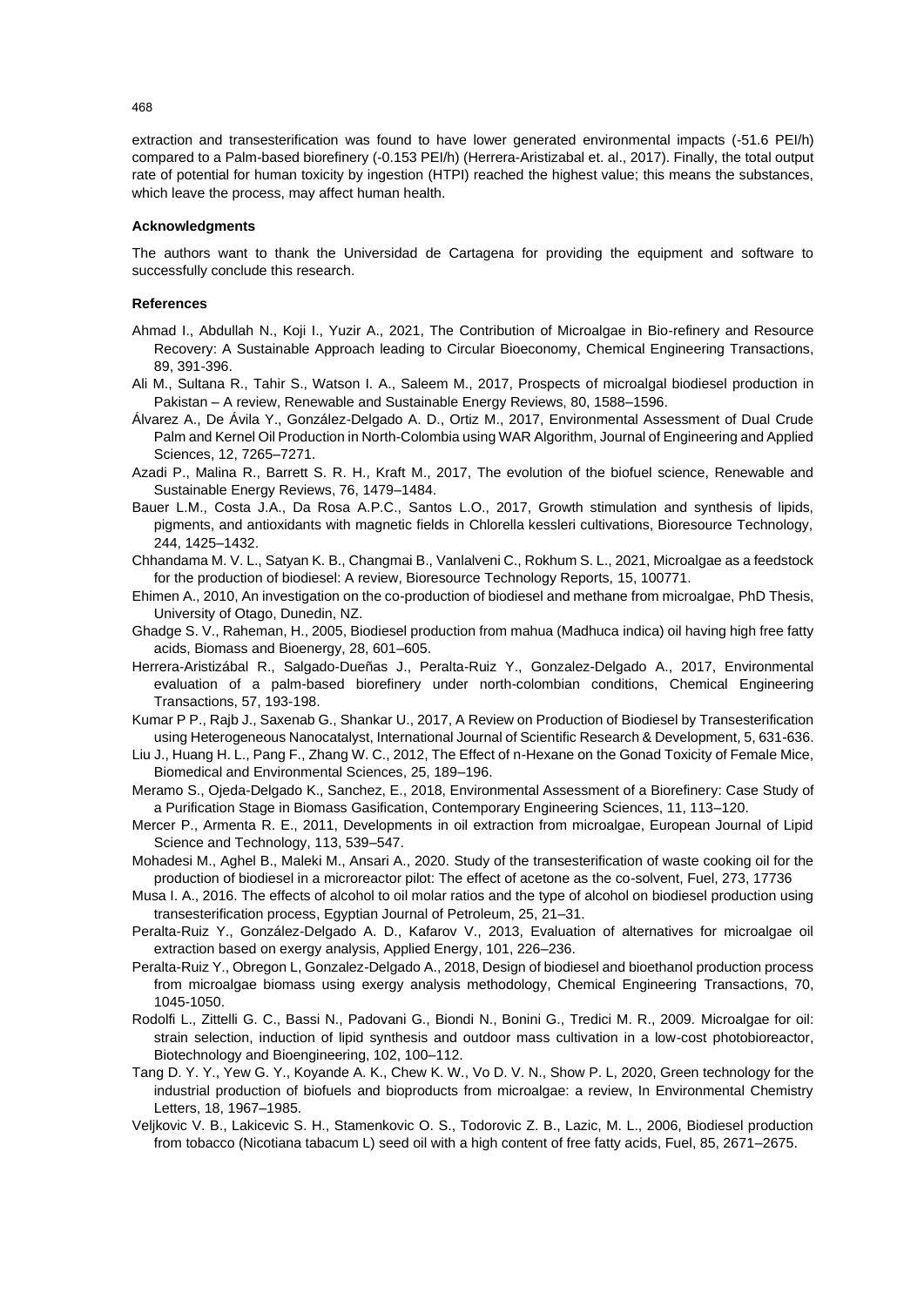extraction and transesterification was found to have lower generated environmental impacts (-51.6 PEI/h) compared to a Palm-based biorefinery (-0.153 PEI/h) (Herrera-Aristizabal et. al., 2017). Finally, the total output rate of potential for human toxicity by ingestion (HTPI) reached the highest value; this means the substances, which leave the process, may affect human health.

## Acknowledgments

The authors want to thank the Universidad de Cartagena for providing the equipment and software to successfully conclude this research.

## References

Ahmad I., Abdullah N., Koji I., Yuzir A., 2021, The Contribution of Microalgae in Bio-refinery and Resource Recovery: A Sustainable Approach leading to Circular Bioeconomy, Chemical Engineering Transactions, 89, 391-396.

Ali M., Sultana R., Tahir S., Watson I. A., Saleem M., 2017, Prospects of microalgal biodiesel production in Pakistan – A review, Renewable and Sustainable Energy Reviews, 80, 1588–1596.

Álvarez A., De Ávila Y., González-Delgado A. D., Ortiz M., 2017, Environmental Assessment of Dual Crude Palm and Kernel Oil Production in North-Colombia using WAR Algorithm, Journal of Engineering and Applied Sciences, 12, 7265–7271.

Azadi P., Malina R., Barrett S. R. H., Kraft M., 2017, The evolution of the biofuel science, Renewable and Sustainable Energy Reviews, 76, 1479–1484.

Bauer L.M., Costa J.A., Da Rosa A.P.C., Santos L.O., 2017, Growth stimulation and synthesis of lipids, pigments, and antioxidants with magnetic fields in Chlorella kessleri cultivations, Bioresource Technology, 244, 1425–1432.

Chhandama M. V. L., Satyan K. B., Changmai B., Vanlalveni C., Rokhum S. L., 2021, Microalgae as a feedstock for the production of biodiesel: A review, Bioresource Technology Reports, 15, 100771.

Ehimen A., 2010, An investigation on the co-production of biodiesel and methane from microalgae, PhD Thesis, University of Otago, Dunedin, NZ.

Ghadge S. V., Raheman, H., 2005, Biodiesel production from mahua (Madhuca indica) oil having high free fatty acids, Biomass and Bioenergy, 28, 601–605.

Herrera-Aristizábal R., Salgado-Dueñas J., Peralta-Ruiz Y., Gonzalez-Delgado A., 2017, Environmental evaluation of a palm-based biorefinery under north-colombian conditions, Chemical Engineering Transactions, 57, 193-198.

Kumar P P., Rajb J., Saxenab G., Shankar U., 2017, A Review on Production of Biodiesel by Transesterification using Heterogeneous Nanocatalyst, International Journal of Scientific Research & Development, 5, 631-636.

Liu J., Huang H. L., Pang F., Zhang W. C., 2012, The Effect of n-Hexane on the Gonad Toxicity of Female Mice, Biomedical and Environmental Sciences, 25, 189–196.

Meramo S., Ojeda-Delgado K., Sanchez, E., 2018, Environmental Assessment of a Biorefinery: Case Study of a Purification Stage in Biomass Gasification, Contemporary Engineering Sciences, 11, 113–120.

Mercer P., Armenta R. E., 2011, Developments in oil extraction from microalgae, European Journal of Lipid Science and Technology, 113, 539–547.

Mohadesi M., Aghel B., Maleki M., Ansari A., 2020. Study of the transesterification of waste cooking oil for the production of biodiesel in a microreactor pilot: The effect of acetone as the co-solvent, Fuel, 273, 17736

Musa I. A., 2016. The effects of alcohol to oil molar ratios and the type of alcohol on biodiesel production using transesterification process, Egyptian Journal of Petroleum, 25, 21–31.

Peralta-Ruiz Y., González-Delgado A. D., Kafarov V., 2013, Evaluation of alternatives for microalgae oil extraction based on exergy analysis, Applied Energy, 101, 226–236.

Peralta-Ruiz Y., Obregon L, Gonzalez-Delgado A., 2018, Design of biodiesel and bioethanol production process from microalgae biomass using exergy analysis methodology, Chemical Engineering Transactions, 70, 1045-1050.

Rodolfi L., Zittelli G. C., Bassi N., Padovani G., Biondi N., Bonini G., Tredici M. R., 2009. Microalgae for oil: strain selection, induction of lipid synthesis and outdoor mass cultivation in a low-cost photobioreactor, Biotechnology and Bioengineering, 102, 100–112.

Tang D. Y. Y., Yew G. Y., Koyande A. K., Chew K. W., Vo D. V. N., Show P. L, 2020, Green technology for the industrial production of biofuels and bioproducts from microalgae: a review, In Environmental Chemistry Letters, 18, 1967–1985.

Veljkovic V. B., Lakicevic S. H., Stamenkovic O. S., Todorovic Z. B., Lazic, M. L., 2006, Biodiesel production from tobacco (Nicotiana tabacum L) seed oil with a high content of free fatty acids, Fuel, 85, 2671–2675.